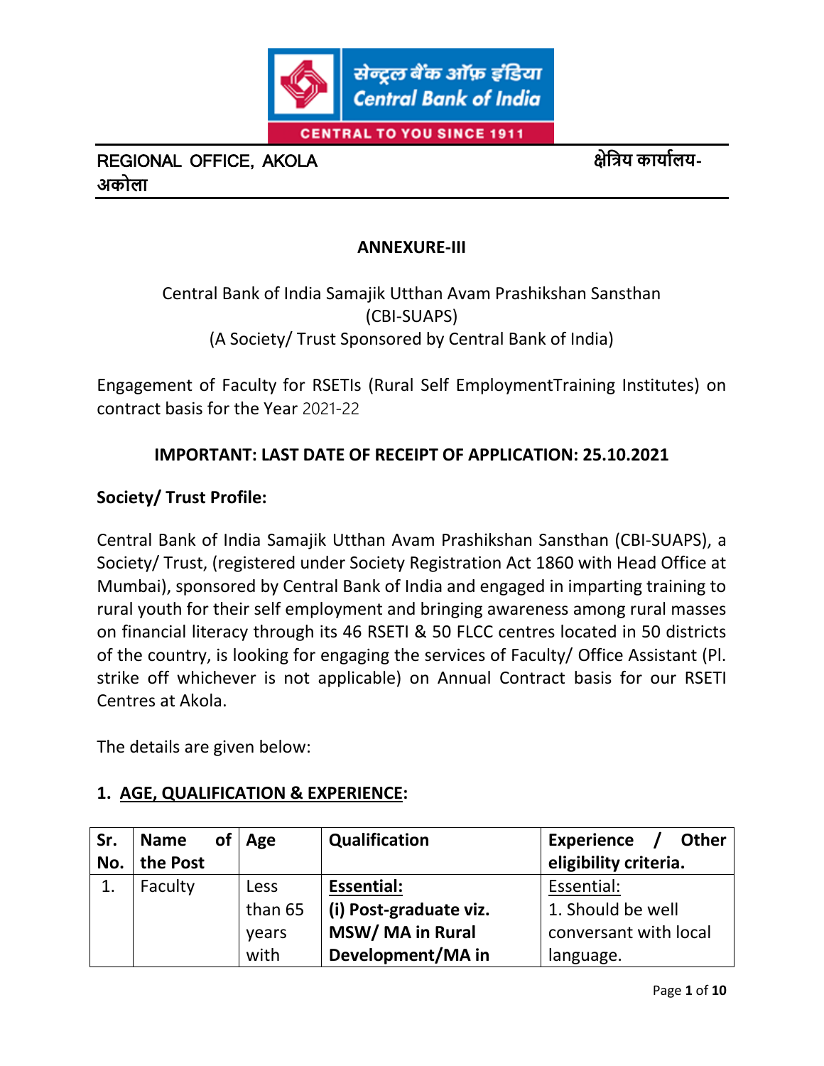सेन्ट्रल बैंक ऑफ़ इंडिया
Central Bank of India
CENTRAL TO YOU SINCE 1911

REGIONAL OFFICE, AKOLA क्षेत्रिय कार्यालय-अकोला

## ANNEXURE-III

Central Bank of India Samajik Utthan Avam Prashikshan Sansthan
(CBI-SUAPS)
(A Society/ Trust Sponsored by Central Bank of India)

Engagement of Faculty for RSETIs (Rural Self EmploymentTraining Institutes) on contract basis for the Year 2021-22

**IMPORTANT: LAST DATE OF RECEIPT OF APPLICATION: 25.10.2021**

**Society/ Trust Profile:**

Central Bank of India Samajik Utthan Avam Prashikshan Sansthan (CBI-SUAPS), a Society/ Trust, (registered under Society Registration Act 1860 with Head Office at Mumbai), sponsored by Central Bank of India and engaged in imparting training to rural youth for their self employment and bringing awareness among rural masses on financial literacy through its 46 RSETI & 50 FLCC centres located in 50 districts of the country, is looking for engaging the services of Faculty/ Office Assistant (Pl. strike off whichever is not applicable) on Annual Contract basis for our RSETI Centres at Akola.

The details are given below:

**1. AGE, QUALIFICATION & EXPERIENCE:**

| Sr. No. | Name of the Post | Age | Qualification | Experience / Other eligibility criteria. |
|---|---|---|---|---|
| 1. | Faculty | Less than 65 years with | **Essential:** **(i) Post-graduate viz. MSW/ MA in Rural Development/MA in** | Essential: 1. Should be well conversant with local language. |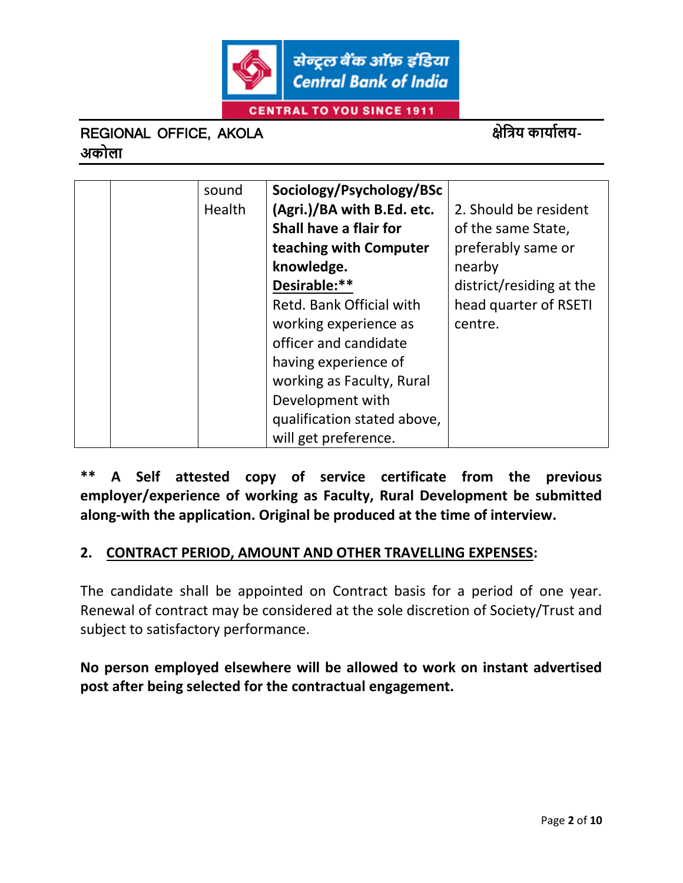| | | sound Health | **Sociology/Psychology/BSc (Agri.)/BA with B.Ed. etc. Shall have a flair for teaching with Computer knowledge.** <u>**Desirable:**</u>** Retd. Bank Official with working experience as officer and candidate having experience of working as Faculty, Rural Development with qualification stated above, will get preference. | 2. Should be resident of the same State, preferably same or nearby district/residing at the head quarter of RSETI centre. |
|---|---|---|---|---|

**** A Self attested copy of service certificate from the previous employer/experience of working as Faculty, Rural Development be submitted along-with the application. Original be produced at the time of interview.**

## 2. CONTRACT PERIOD, AMOUNT AND OTHER TRAVELLING EXPENSES:

The candidate shall be appointed on Contract basis for a period of one year. Renewal of contract may be considered at the sole discretion of Society/Trust and subject to satisfactory performance.

**No person employed elsewhere will be allowed to work on instant advertised post after being selected for the contractual engagement.**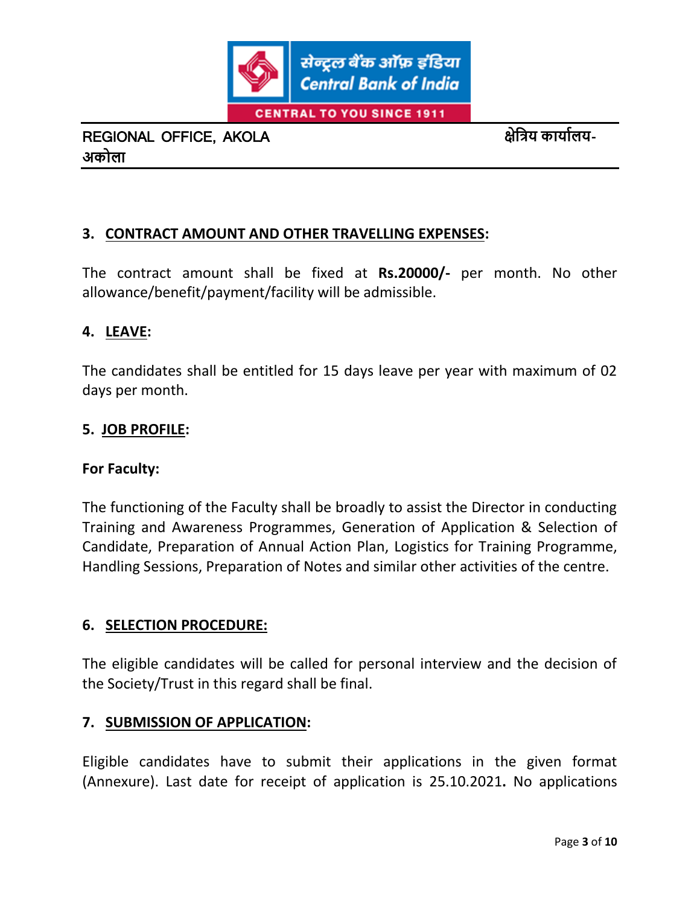REGIONAL OFFICE, AKOLA क्षेत्रिय कार्यालय-अकोला

### 3. CONTRACT AMOUNT AND OTHER TRAVELLING EXPENSES:

The contract amount shall be fixed at **Rs.20000/-** per month. No other allowance/benefit/payment/facility will be admissible.

### 4. LEAVE:

The candidates shall be entitled for 15 days leave per year with maximum of 02 days per month.

### 5. JOB PROFILE:

**For Faculty:**

The functioning of the Faculty shall be broadly to assist the Director in conducting Training and Awareness Programmes, Generation of Application & Selection of Candidate, Preparation of Annual Action Plan, Logistics for Training Programme, Handling Sessions, Preparation of Notes and similar other activities of the centre.

### 6. SELECTION PROCEDURE:

The eligible candidates will be called for personal interview and the decision of the Society/Trust in this regard shall be final.

### 7. SUBMISSION OF APPLICATION:

Eligible candidates have to submit their applications in the given format (Annexure). Last date for receipt of application is 25.10.2021**.** No applications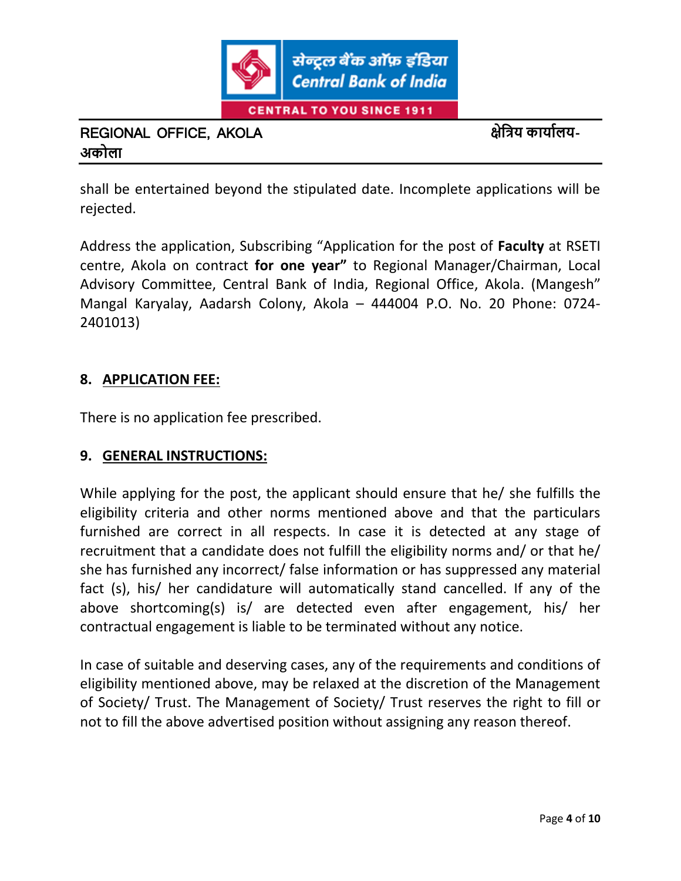shall be entertained beyond the stipulated date. Incomplete applications will be rejected.

Address the application, Subscribing "Application for the post of **Faculty** at RSETI centre, Akola on contract **for one year"** to Regional Manager/Chairman, Local Advisory Committee, Central Bank of India, Regional Office, Akola. (Mangesh" Mangal Karyalay, Aadarsh Colony, Akola – 444004 P.O. No. 20 Phone: 0724-2401013)

## 8. APPLICATION FEE:

There is no application fee prescribed.

## 9. GENERAL INSTRUCTIONS:

While applying for the post, the applicant should ensure that he/ she fulfills the eligibility criteria and other norms mentioned above and that the particulars furnished are correct in all respects. In case it is detected at any stage of recruitment that a candidate does not fulfill the eligibility norms and/ or that he/ she has furnished any incorrect/ false information or has suppressed any material fact (s), his/ her candidature will automatically stand cancelled. If any of the above shortcoming(s) is/ are detected even after engagement, his/ her contractual engagement is liable to be terminated without any notice.

In case of suitable and deserving cases, any of the requirements and conditions of eligibility mentioned above, may be relaxed at the discretion of the Management of Society/ Trust. The Management of Society/ Trust reserves the right to fill or not to fill the above advertised position without assigning any reason thereof.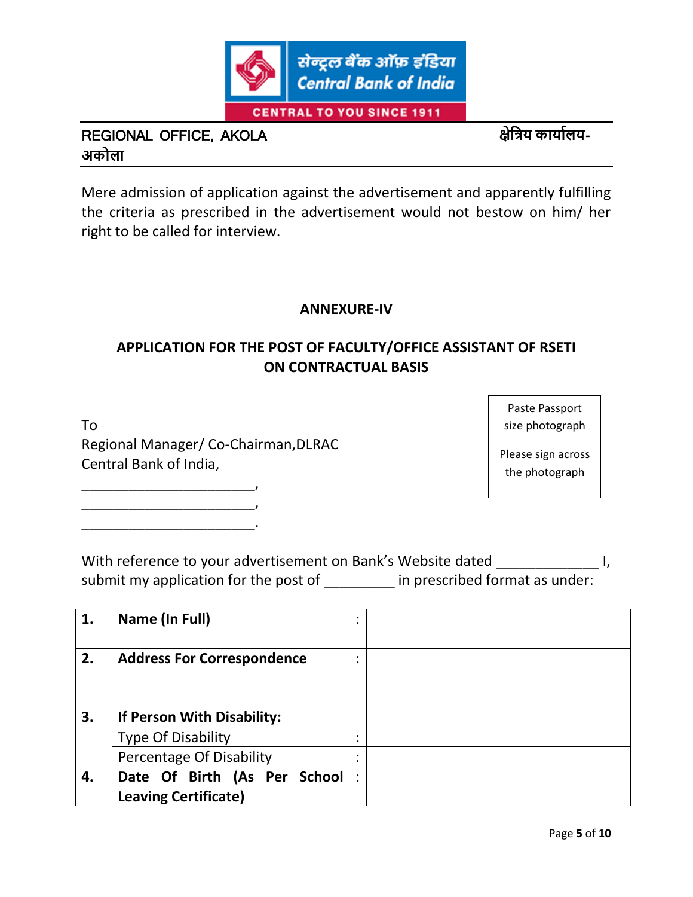REGIONAL OFFICE, AKOLA क्षेत्रिय कार्यालय-अकोला

Mere admission of application against the advertisement and apparently fulfilling the criteria as prescribed in the advertisement would not bestow on him/ her right to be called for interview.

**ANNEXURE-IV**

**APPLICATION FOR THE POST OF FACULTY/OFFICE ASSISTANT OF RSETI ON CONTRACTUAL BASIS**

Paste Passport size photograph

Please sign across the photograph

To
Regional Manager/ Co-Chairman,DLRAC
Central Bank of India,
______________________,
______________________,
______________________.

With reference to your advertisement on Bank's Website dated ____________ I, submit my application for the post of _________ in prescribed format as under:

| | | | |
|---|---|---|---|
| **1.** | **Name (In Full)** | : | |
| **2.** | **Address For Correspondence** | : | |
| **3.** | **If Person With Disability:** | | |
| | Type Of Disability | : | |
| | Percentage Of Disability | : | |
| **4.** | **Date Of Birth (As Per School Leaving Certificate)** | : | |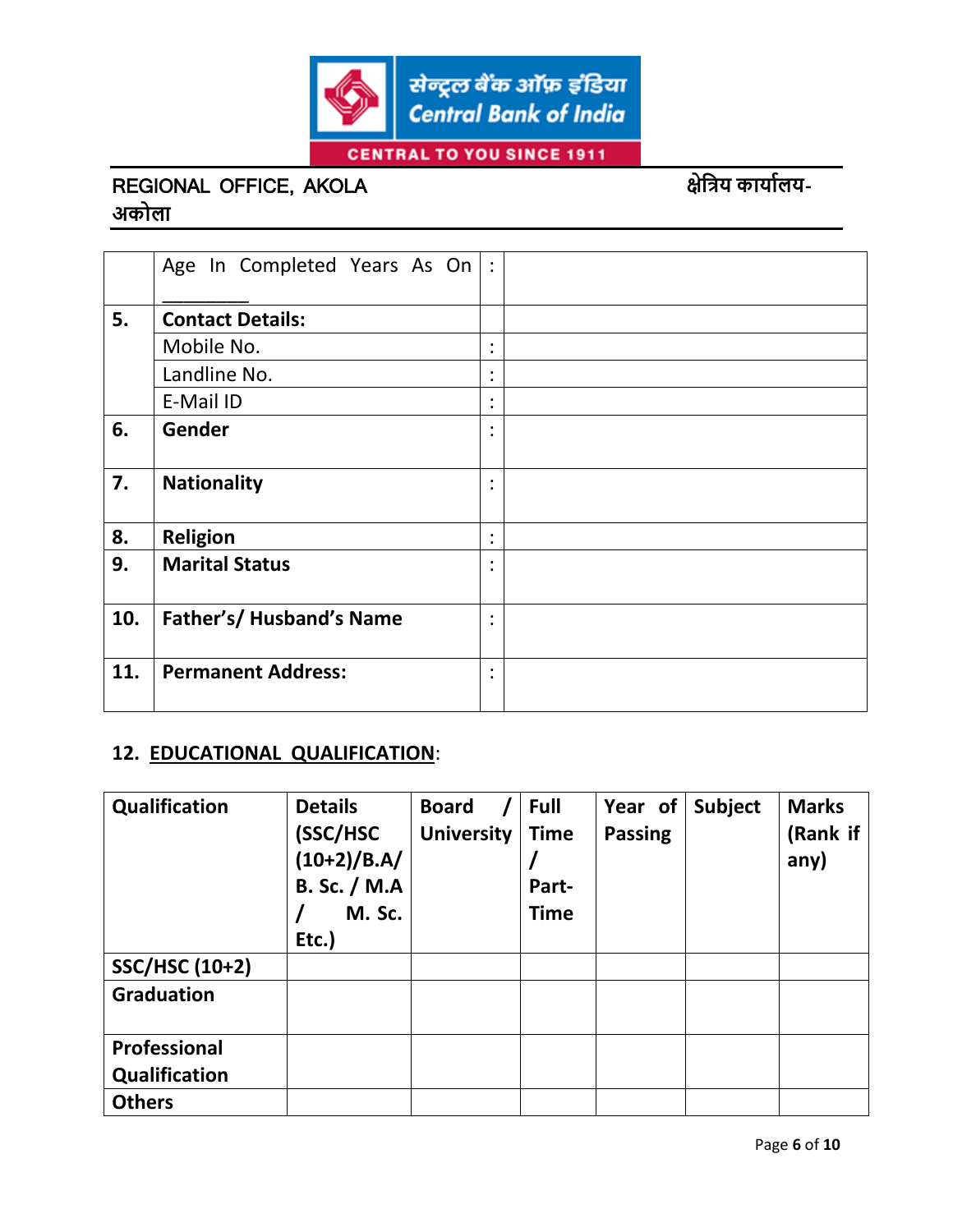सेन्ट्रल बैंक ऑफ़ इंडिया
Central Bank of India
CENTRAL TO YOU SINCE 1911

REGIONAL OFFICE, AKOLA — क्षेत्रिय कार्यालय-अकोला

| | | | |
|---|---|---|---|
| | Age In Completed Years As On ________ | : | |
| **5.** | **Contact Details:** | | |
| | Mobile No. | : | |
| | Landline No. | : | |
| | E-Mail ID | : | |
| **6.** | **Gender** | : | |
| **7.** | **Nationality** | : | |
| **8.** | **Religion** | : | |
| **9.** | **Marital Status** | : | |
| **10.** | **Father's/ Husband's Name** | : | |
| **11.** | **Permanent Address:** | : | |

**12. EDUCATIONAL QUALIFICATION**:

| Qualification | Details (SSC/HSC (10+2)/B.A/ B. Sc. / M.A / M. Sc. Etc.) | Board / University | Full Time / Part-Time | Year of Passing | Subject | Marks (Rank if any) |
|---|---|---|---|---|---|---|
| SSC/HSC (10+2) | | | | | | |
| Graduation | | | | | | |
| Professional Qualification | | | | | | |
| Others | | | | | | |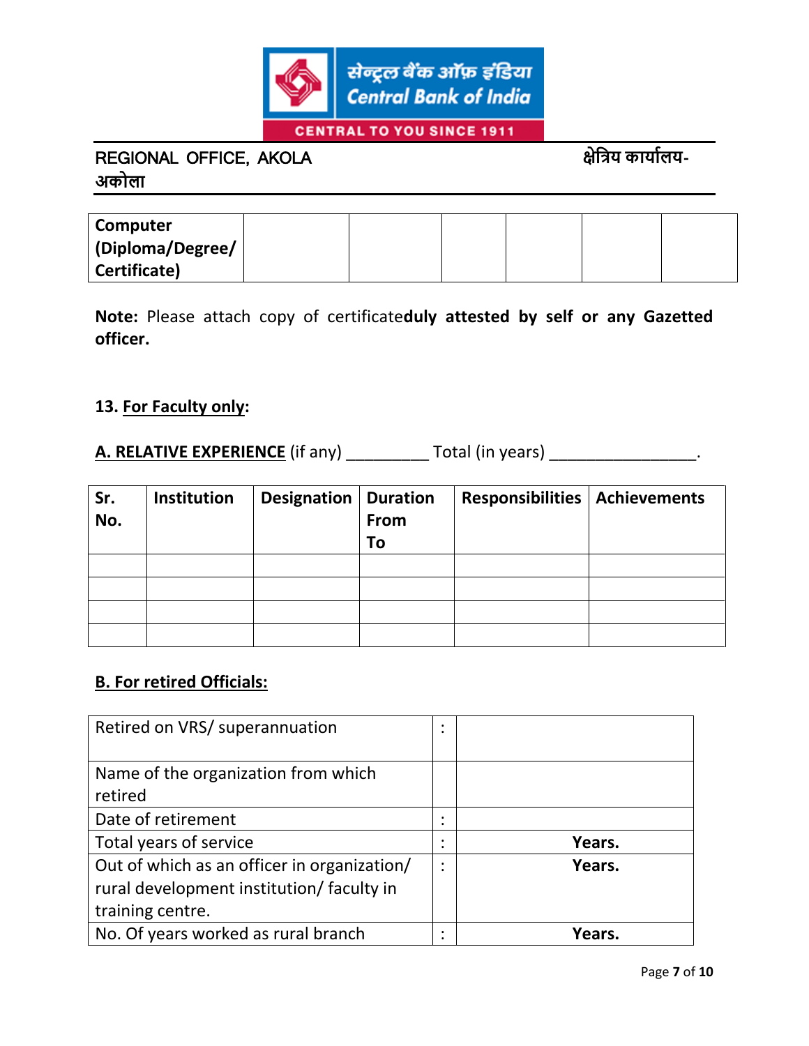REGIONAL OFFICE, AKOLA क्षेत्रिय कार्यालय-अकोला

| Computer (Diploma/Degree/ Certificate) | | | | | | |
|---|---|---|---|---|---|---|

**Note:** Please attach copy of certificate**duly attested by self or any Gazetted officer.**

**13. For Faculty only:**

**A. RELATIVE EXPERIENCE** (if any) _________ Total (in years) ________________.

| Sr. No. | Institution | Designation | Duration From To | Responsibilities | Achievements |
|---|---|---|---|---|---|
| | | | | | |
| | | | | | |
| | | | | | |
| | | | | | |

**B. For retired Officials:**

| | | |
|---|---|---|
| Retired on VRS/ superannuation | : | |
| Name of the organization from which retired | | |
| Date of retirement | : | |
| Total years of service | : | **Years.** |
| Out of which as an officer in organization/ rural development institution/ faculty in training centre. | : | **Years.** |
| No. Of years worked as rural branch | : | **Years.** |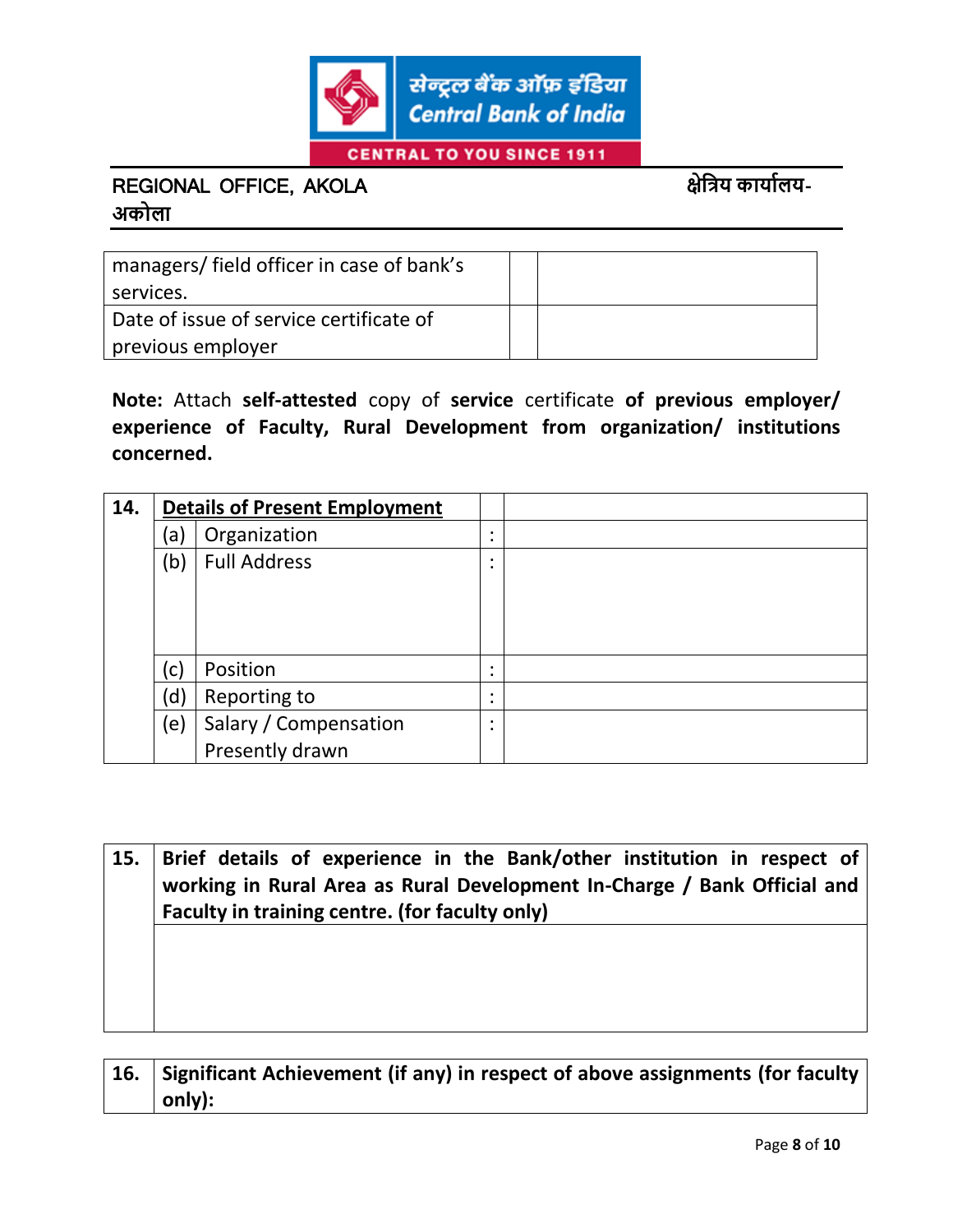| managers/ field officer in case of bank's services. | | |
|---|---|---|
| Date of issue of service certificate of previous employer | | |

**Note:** Attach **self-attested** copy of **service** certificate **of previous employer/ experience of Faculty, Rural Development from organization/ institutions concerned.**

| **14.** | **Details of Present Employment** | | | |
|---|---|---|---|---|
| | (a) | Organization | : | |
| | (b) | Full Address | : | |
| | (c) | Position | : | |
| | (d) | Reporting to | : | |
| | (e) | Salary / Compensation Presently drawn | : | |

| **15.** | **Brief details of experience in the Bank/other institution in respect of working in Rural Area as Rural Development In-Charge / Bank Official and Faculty in training centre. (for faculty only)** |
|---|---|
| | |

| **16.** | **Significant Achievement (if any) in respect of above assignments (for faculty only):** |
|---|---|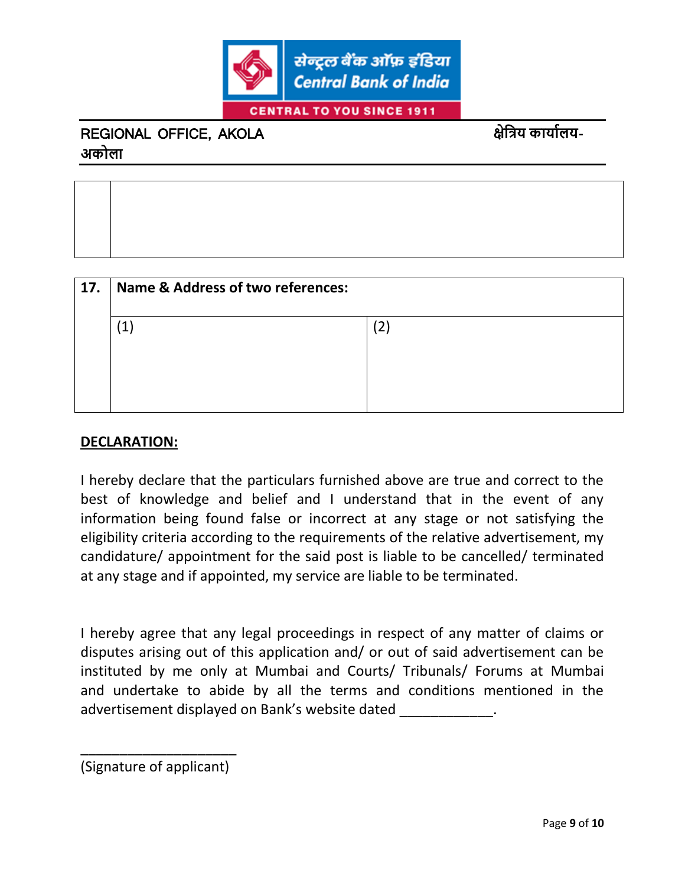REGIONAL OFFICE, AKOLA क्षेत्रिय कार्यालय- अकोला

| | |
|---|---|
| | |

| 17. | Name & Address of two references: | |
|---|---|---|
| | (1) | (2) |

**DECLARATION:**

I hereby declare that the particulars furnished above are true and correct to the best of knowledge and belief and I understand that in the event of any information being found false or incorrect at any stage or not satisfying the eligibility criteria according to the requirements of the relative advertisement, my candidature/ appointment for the said post is liable to be cancelled/ terminated at any stage and if appointed, my service are liable to be terminated.

I hereby agree that any legal proceedings in respect of any matter of claims or disputes arising out of this application and/ or out of said advertisement can be instituted by me only at Mumbai and Courts/ Tribunals/ Forums at Mumbai and undertake to abide by all the terms and conditions mentioned in the advertisement displayed on Bank's website dated ____________.

_____________________
(Signature of applicant)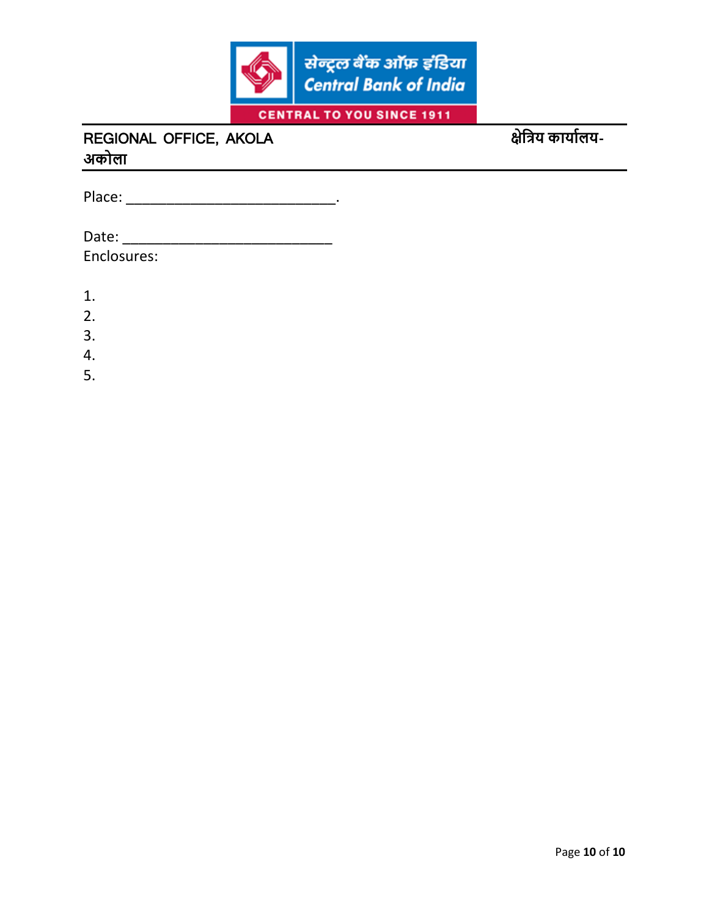सेन्ट्रल बैंक ऑफ़ इंडिया
Central Bank of India
CENTRAL TO YOU SINCE 1911

REGIONAL OFFICE, AKOLA क्षेत्रिय कार्यालय-अकोला

Place: ___________________________.

Date: ___________________________

Enclosures:

1.
2.
3.
4.
5.